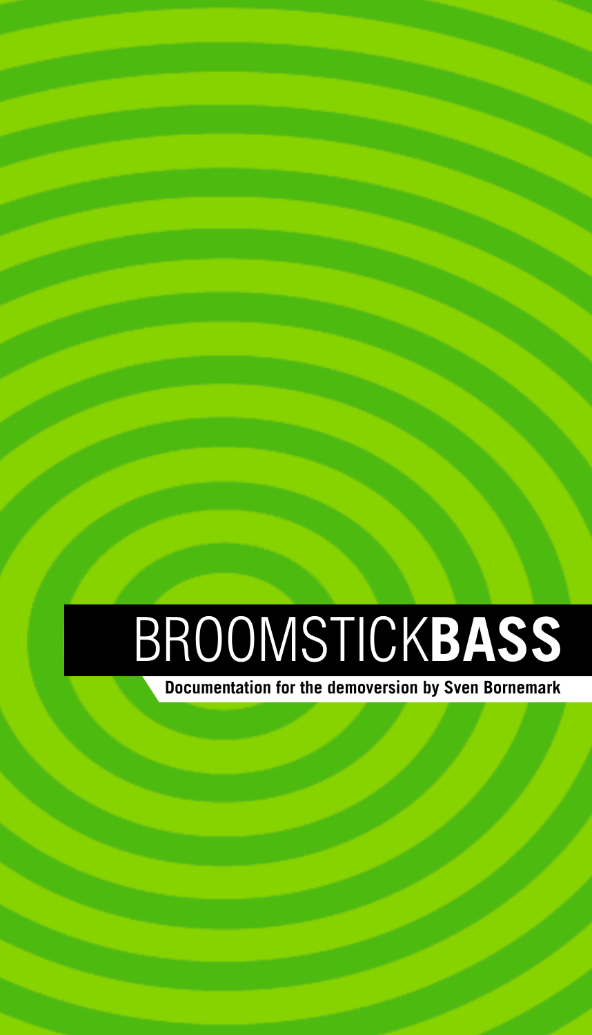# BROOMSTICK**BASS**

**Documentation for the demoversion by Sven Bornemark**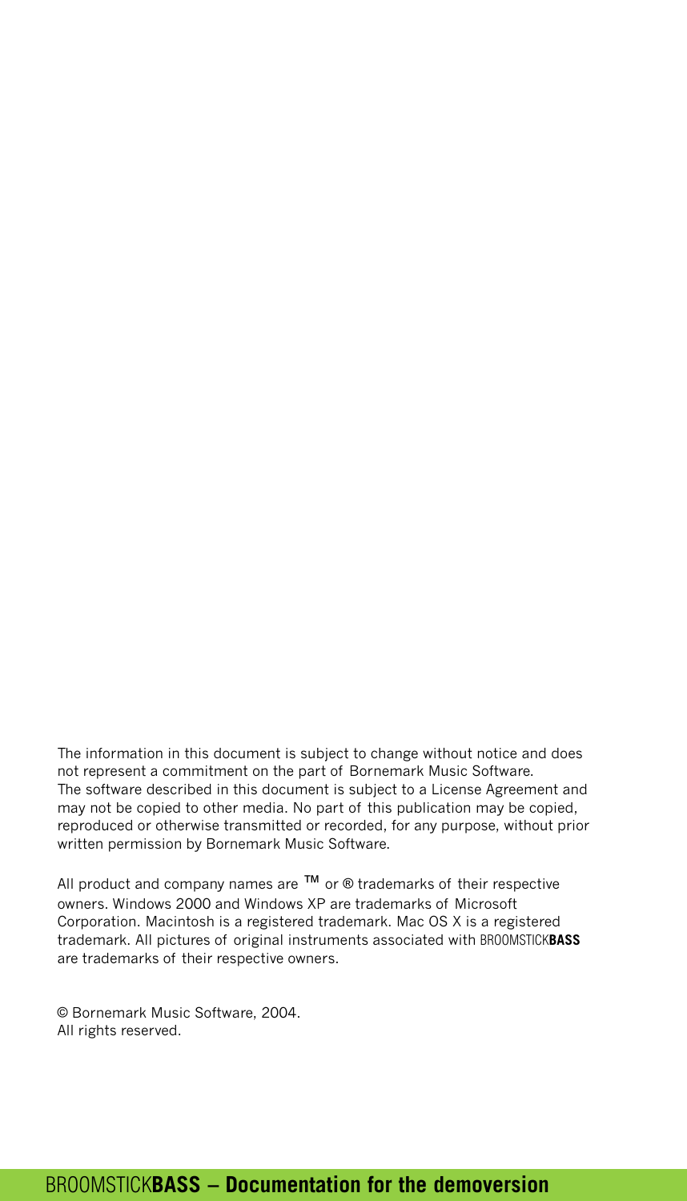The information in this document is subject to change without notice and does not represent a commitment on the part of Bornemark Music Software. The software described in this document is subject to a License Agreement and may not be copied to other media. No part of this publication may be copied, reproduced or otherwise transmitted or recorded, for any purpose, without prior written permission by Bornemark Music Software.

All product and company names are ™ or ® trademarks of their respective owners. Windows 2000 and Windows XP are trademarks of Microsoft Corporation. Macintosh is a registered trademark. Mac OS X is a registered trademark. All pictures of original instruments associated with BROOMSTICK**BASS** are trademarks of their respective owners.

© Bornemark Music Software, 2004.
All rights reserved.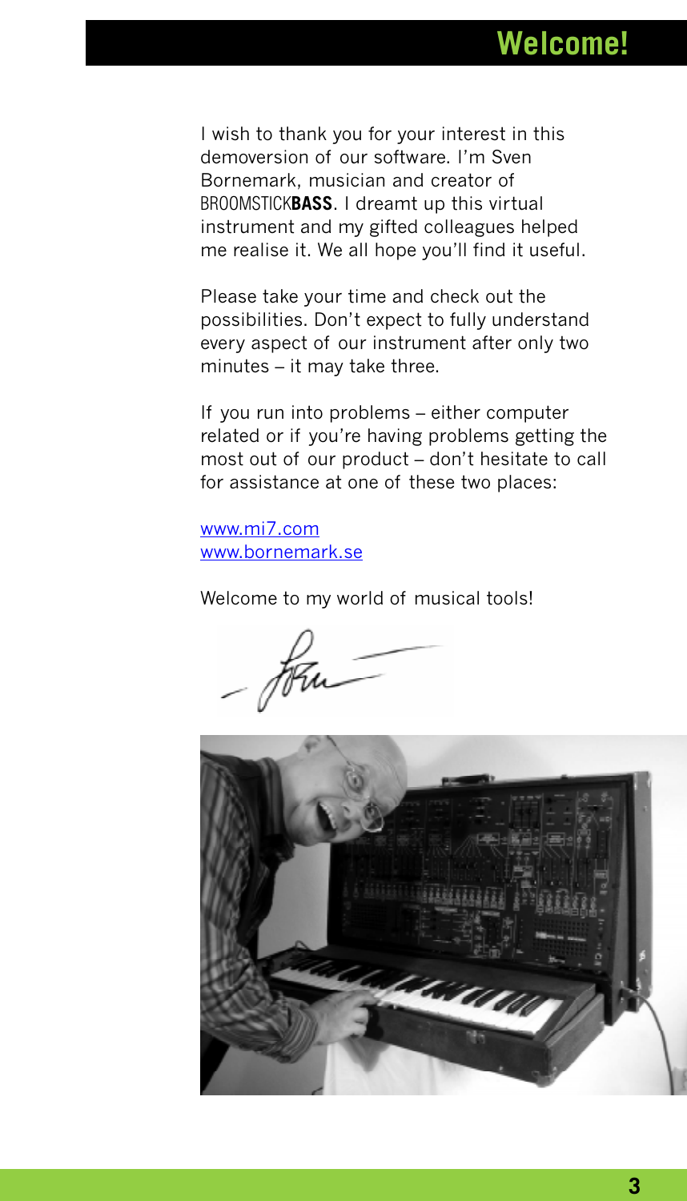# Welcome!

I wish to thank you for your interest in this demoversion of our software. I'm Sven Bornemark, musician and creator of BROOMSTICK**BASS**. I dreamt up this virtual instrument and my gifted colleagues helped me realise it. We all hope you'll find it useful.

Please take your time and check out the possibilities. Don't expect to fully understand every aspect of our instrument after only two minutes – it may take three.

If you run into problems – either computer related or if you're having problems getting the most out of our product – don't hesitate to call for assistance at one of these two places:

www.mi7.com
www.bornemark.se

Welcome to my world of musical tools!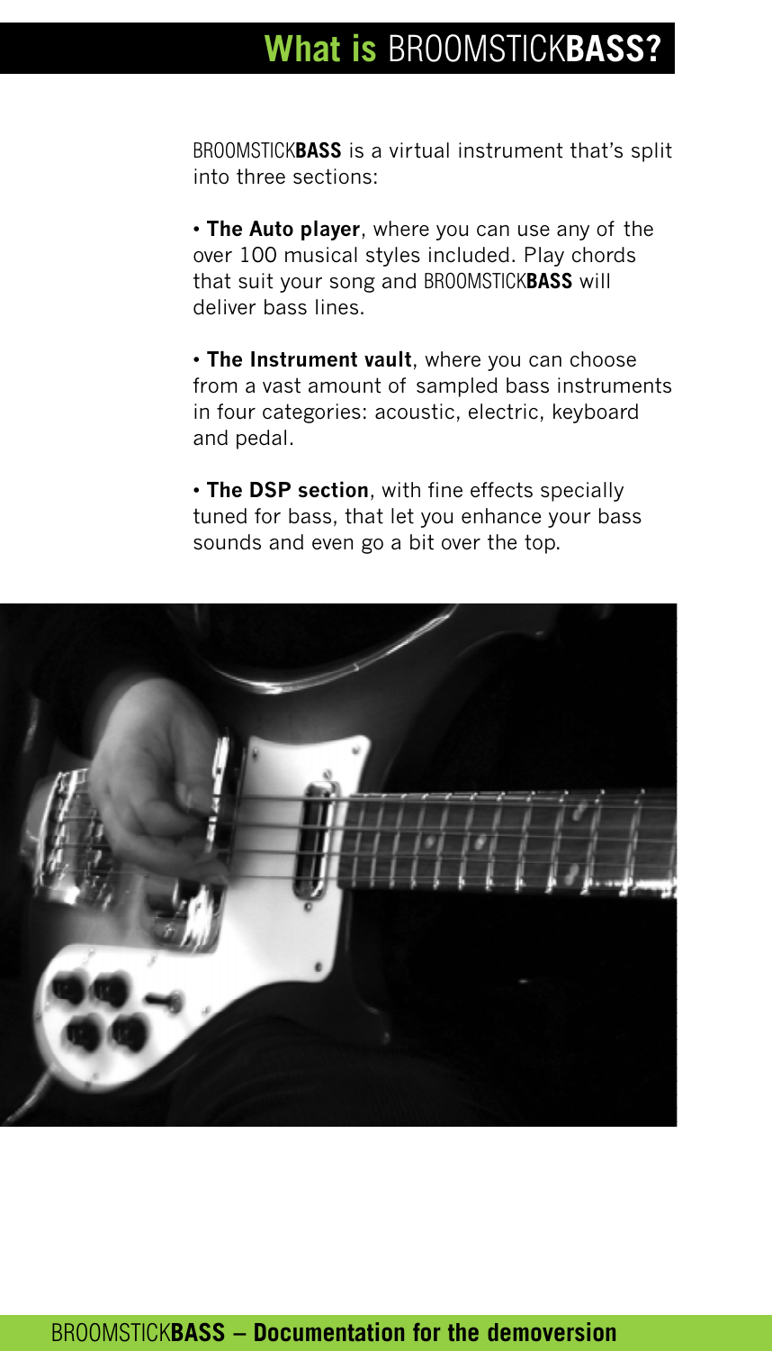# What is BROOMSTICK**BASS**?

BROOMSTICK**BASS** is a virtual instrument that's split into three sections:

- **The Auto player**, where you can use any of the over 100 musical styles included. Play chords that suit your song and BROOMSTICK**BASS** will deliver bass lines.

- **The Instrument vault**, where you can choose from a vast amount of sampled bass instruments in four categories: acoustic, electric, keyboard and pedal.

- **The DSP section**, with fine effects specially tuned for bass, that let you enhance your bass sounds and even go a bit over the top.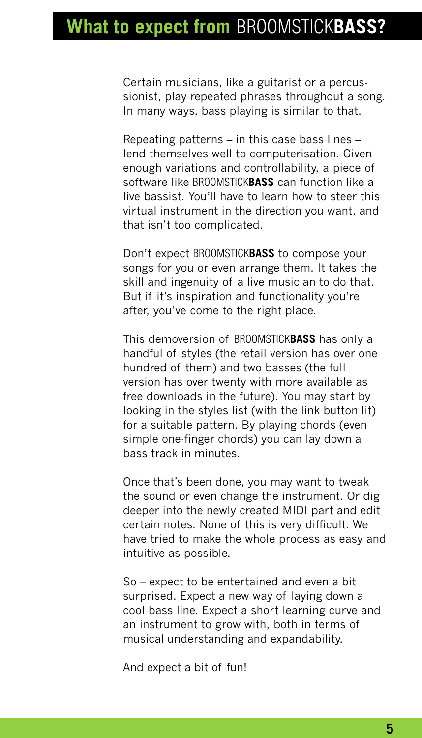# What to expect from BROOMSTICK**BASS**?

Certain musicians, like a guitarist or a percussionist, play repeated phrases throughout a song. In many ways, bass playing is similar to that.

Repeating patterns – in this case bass lines – lend themselves well to computerisation. Given enough variations and controllability, a piece of software like BROOMSTICK**BASS** can function like a live bassist. You'll have to learn how to steer this virtual instrument in the direction you want, and that isn't too complicated.

Don't expect BROOMSTICK**BASS** to compose your songs for you or even arrange them. It takes the skill and ingenuity of a live musician to do that. But if it's inspiration and functionality you're after, you've come to the right place.

This demoversion of BROOMSTICK**BASS** has only a handful of styles (the retail version has over one hundred of them) and two basses (the full version has over twenty with more available as free downloads in the future). You may start by looking in the styles list (with the link button lit) for a suitable pattern. By playing chords (even simple one-finger chords) you can lay down a bass track in minutes.

Once that's been done, you may want to tweak the sound or even change the instrument. Or dig deeper into the newly created MIDI part and edit certain notes. None of this is very difficult. We have tried to make the whole process as easy and intuitive as possible.

So – expect to be entertained and even a bit surprised. Expect a new way of laying down a cool bass line. Expect a short learning curve and an instrument to grow with, both in terms of musical understanding and expandability.

And expect a bit of fun!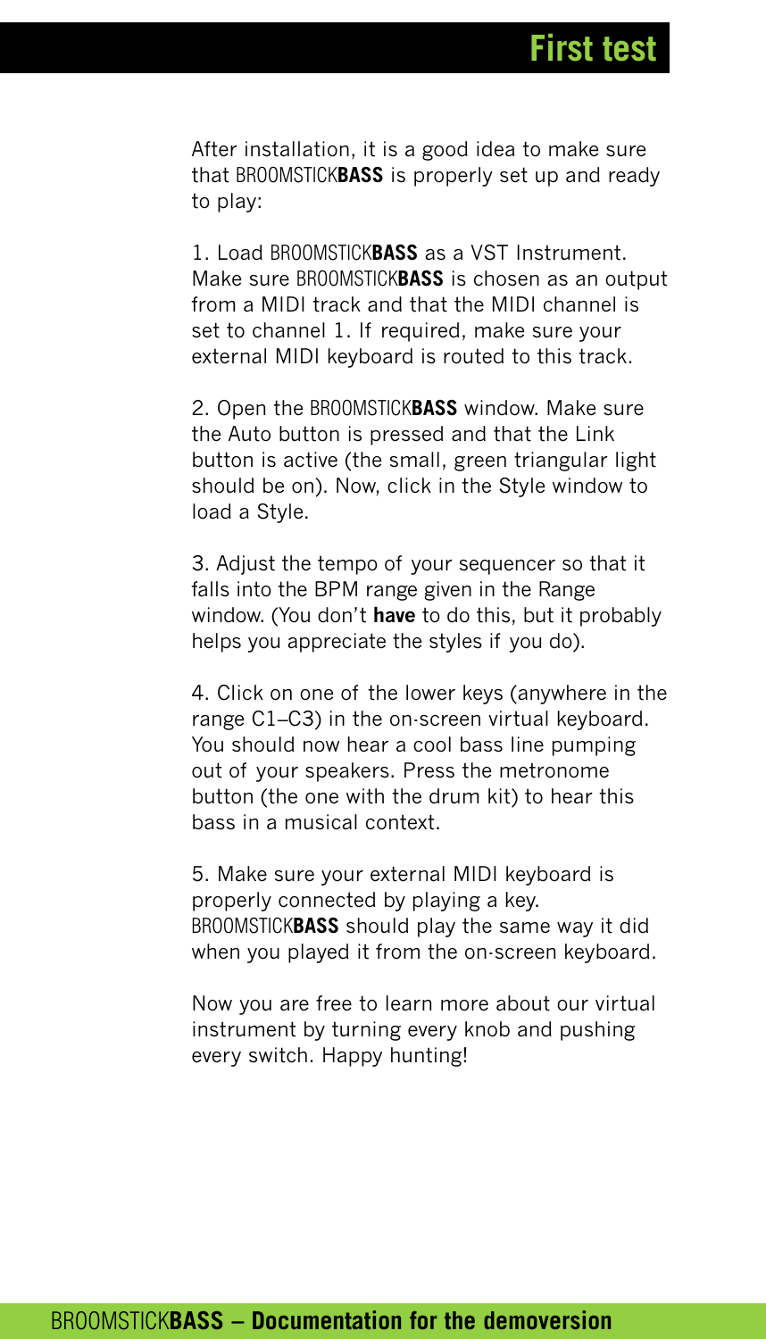# First test

After installation, it is a good idea to make sure that BROOMSTICK**BASS** is properly set up and ready to play:

1. Load BROOMSTICK**BASS** as a VST Instrument. Make sure BROOMSTICK**BASS** is chosen as an output from a MIDI track and that the MIDI channel is set to channel 1. If required, make sure your external MIDI keyboard is routed to this track.

2. Open the BROOMSTICK**BASS** window. Make sure the Auto button is pressed and that the Link button is active (the small, green triangular light should be on). Now, click in the Style window to load a Style.

3. Adjust the tempo of your sequencer so that it falls into the BPM range given in the Range window. (You don't **have** to do this, but it probably helps you appreciate the styles if you do).

4. Click on one of the lower keys (anywhere in the range C1–C3) in the on-screen virtual keyboard. You should now hear a cool bass line pumping out of your speakers. Press the metronome button (the one with the drum kit) to hear this bass in a musical context.

5. Make sure your external MIDI keyboard is properly connected by playing a key. BROOMSTICK**BASS** should play the same way it did when you played it from the on-screen keyboard.

Now you are free to learn more about our virtual instrument by turning every knob and pushing every switch. Happy hunting!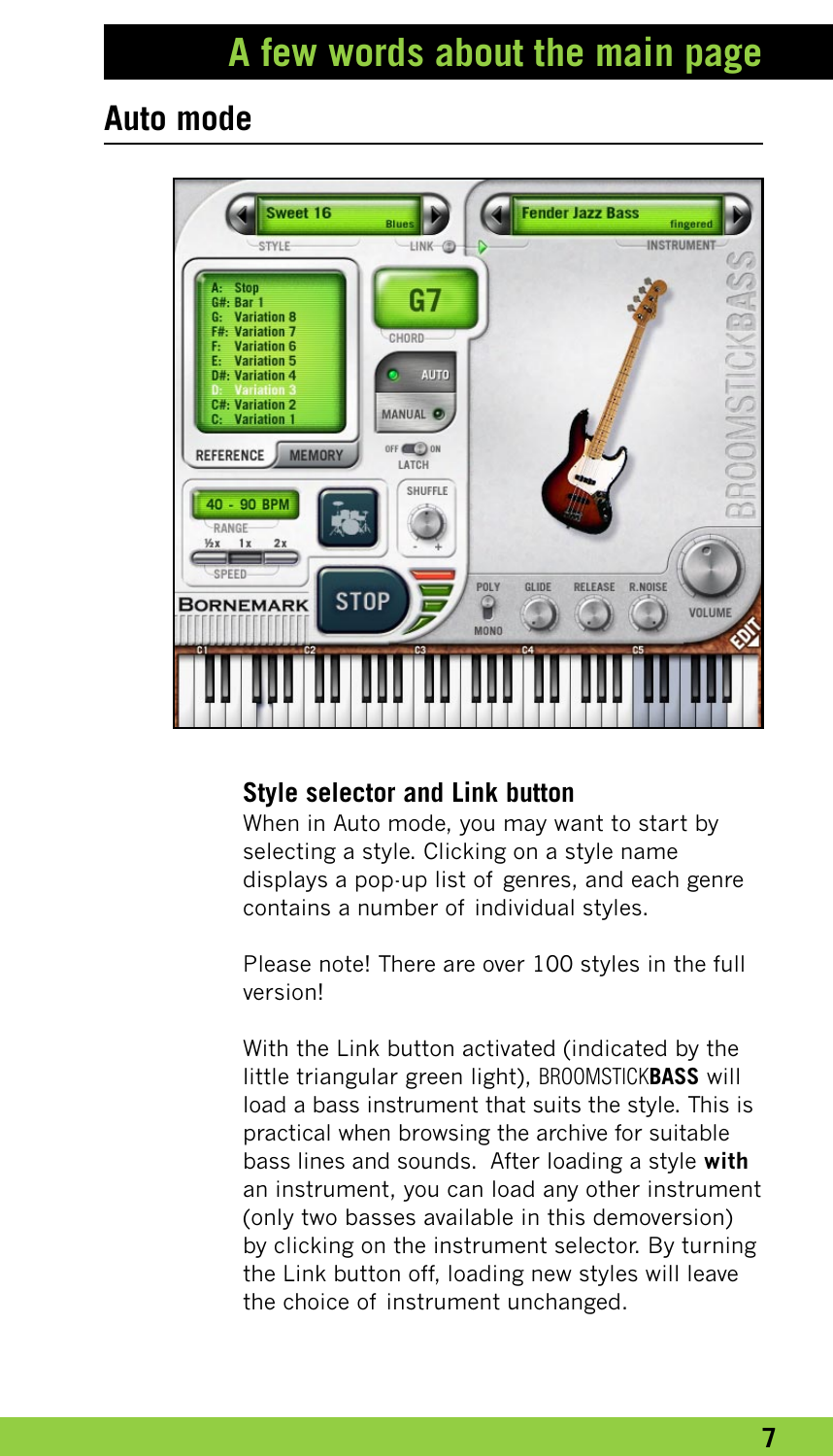# A few words about the main page

## Auto mode

### Style selector and Link button

When in Auto mode, you may want to start by selecting a style. Clicking on a style name displays a pop-up list of genres, and each genre contains a number of individual styles.

Please note! There are over 100 styles in the full version!

With the Link button activated (indicated by the little triangular green light), BROOMSTICK**BASS** will load a bass instrument that suits the style. This is practical when browsing the archive for suitable bass lines and sounds. After loading a style **with** an instrument, you can load any other instrument (only two basses available in this demoversion) by clicking on the instrument selector. By turning the Link button off, loading new styles will leave the choice of instrument unchanged.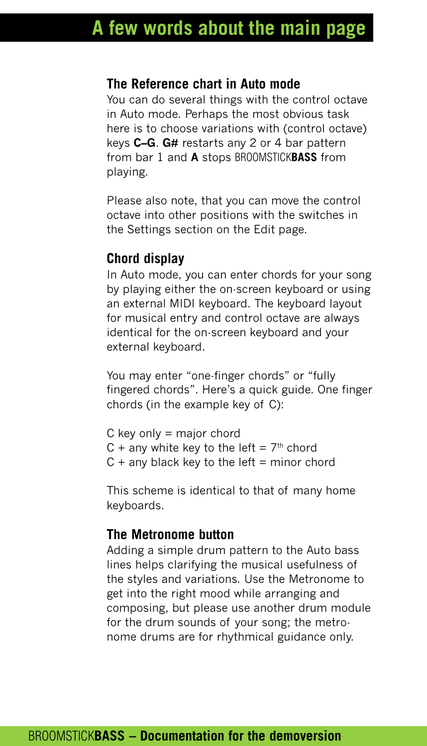# A few words about the main page

### The Reference chart in Auto mode

You can do several things with the control octave in Auto mode. Perhaps the most obvious task here is to choose variations with (control octave) keys **C–G**. **G#** restarts any 2 or 4 bar pattern from bar 1 and **A** stops BROOMSTICK**BASS** from playing.

Please also note, that you can move the control octave into other positions with the switches in the Settings section on the Edit page.

### Chord display

In Auto mode, you can enter chords for your song by playing either the on-screen keyboard or using an external MIDI keyboard. The keyboard layout for musical entry and control octave are always identical for the on-screen keyboard and your external keyboard.

You may enter "one-finger chords" or "fully fingered chords". Here's a quick guide. One finger chords (in the example key of C):

C key only = major chord
C + any white key to the left = 7th chord
C + any black key to the left = minor chord

This scheme is identical to that of many home keyboards.

### The Metronome button

Adding a simple drum pattern to the Auto bass lines helps clarifying the musical usefulness of the styles and variations. Use the Metronome to get into the right mood while arranging and composing, but please use another drum module for the drum sounds of your song; the metronome drums are for rhythmical guidance only.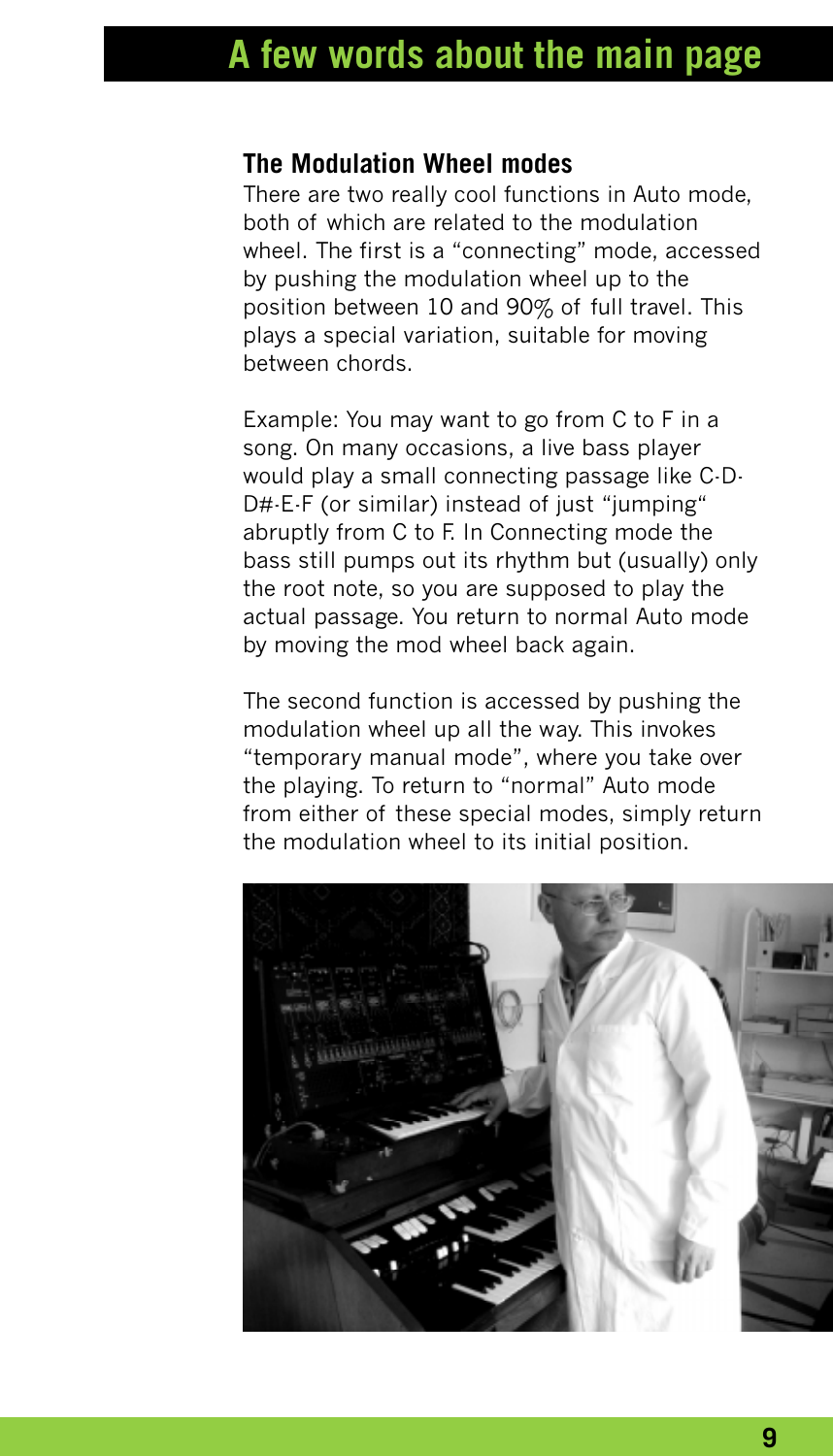# A few words about the main page

### The Modulation Wheel modes

There are two really cool functions in Auto mode, both of which are related to the modulation wheel. The first is a "connecting" mode, accessed by pushing the modulation wheel up to the position between 10 and 90% of full travel. This plays a special variation, suitable for moving between chords.

Example: You may want to go from C to F in a song. On many occasions, a live bass player would play a small connecting passage like C-D-D#-E-F (or similar) instead of just "jumping" abruptly from C to F. In Connecting mode the bass still pumps out its rhythm but (usually) only the root note, so you are supposed to play the actual passage. You return to normal Auto mode by moving the mod wheel back again.

The second function is accessed by pushing the modulation wheel up all the way. This invokes "temporary manual mode", where you take over the playing. To return to "normal" Auto mode from either of these special modes, simply return the modulation wheel to its initial position.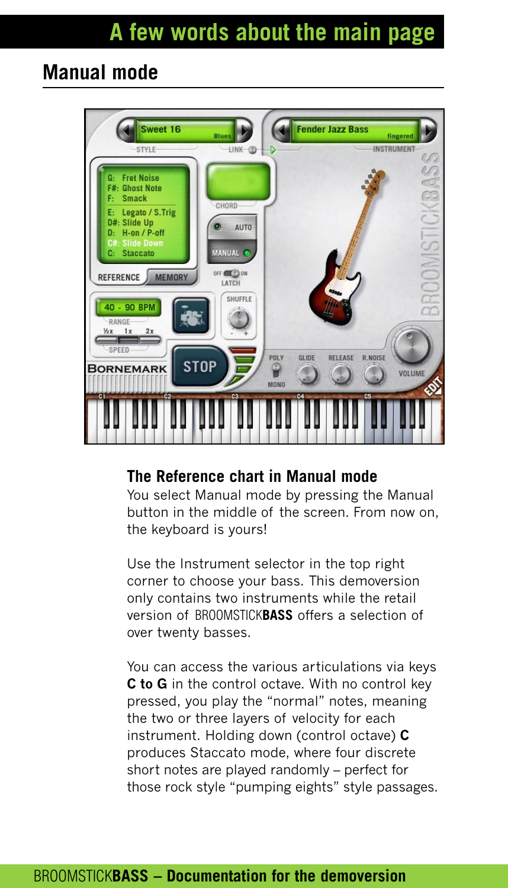# A few words about the main page

## Manual mode

### The Reference chart in Manual mode

You select Manual mode by pressing the Manual button in the middle of the screen. From now on, the keyboard is yours!

Use the Instrument selector in the top right corner to choose your bass. This demoversion only contains two instruments while the retail version of BROOMSTICK**BASS** offers a selection of over twenty basses.

You can access the various articulations via keys **C to G** in the control octave. With no control key pressed, you play the "normal" notes, meaning the two or three layers of velocity for each instrument. Holding down (control octave) **C** produces Staccato mode, where four discrete short notes are played randomly – perfect for those rock style "pumping eights" style passages.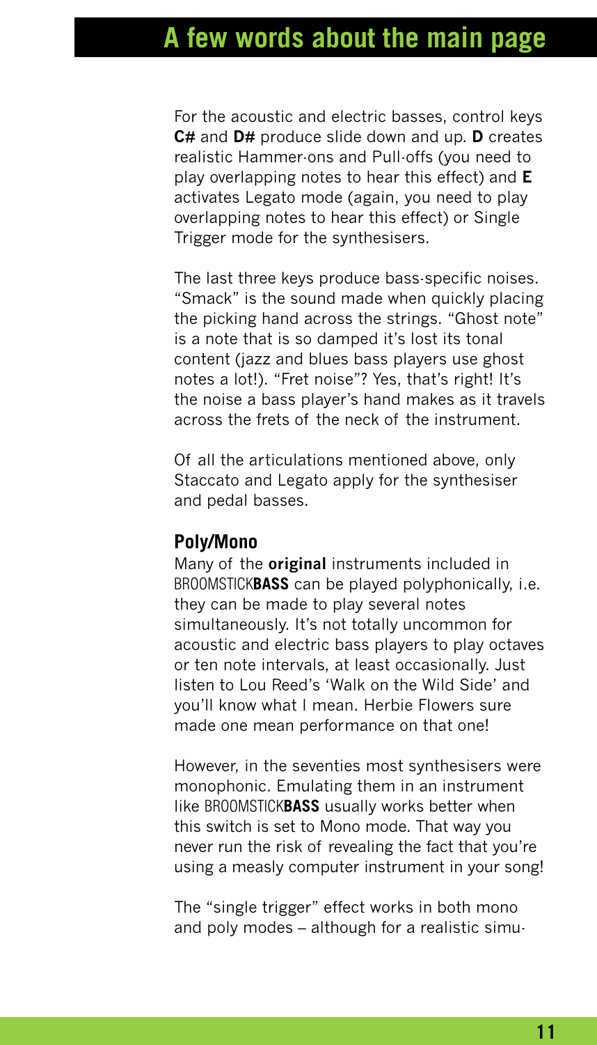# A few words about the main page

For the acoustic and electric basses, control keys **C#** and **D#** produce slide down and up. **D** creates realistic Hammer-ons and Pull-offs (you need to play overlapping notes to hear this effect) and **E** activates Legato mode (again, you need to play overlapping notes to hear this effect) or Single Trigger mode for the synthesisers.

The last three keys produce bass-specific noises. “Smack” is the sound made when quickly placing the picking hand across the strings. “Ghost note” is a note that is so damped it’s lost its tonal content (jazz and blues bass players use ghost notes a lot!). “Fret noise”? Yes, that’s right! It’s the noise a bass player’s hand makes as it travels across the frets of the neck of the instrument.

Of all the articulations mentioned above, only Staccato and Legato apply for the synthesiser and pedal basses.

### Poly/Mono

Many of the **original** instruments included in BROOMSTICK**BASS** can be played polyphonically, i.e. they can be made to play several notes simultaneously. It’s not totally uncommon for acoustic and electric bass players to play octaves or ten note intervals, at least occasionally. Just listen to Lou Reed’s ‘Walk on the Wild Side’ and you’ll know what I mean. Herbie Flowers sure made one mean performance on that one!

However, in the seventies most synthesisers were monophonic. Emulating them in an instrument like BROOMSTICK**BASS** usually works better when this switch is set to Mono mode. That way you never run the risk of revealing the fact that you’re using a measly computer instrument in your song!

The “single trigger” effect works in both mono and poly modes – although for a realistic simu-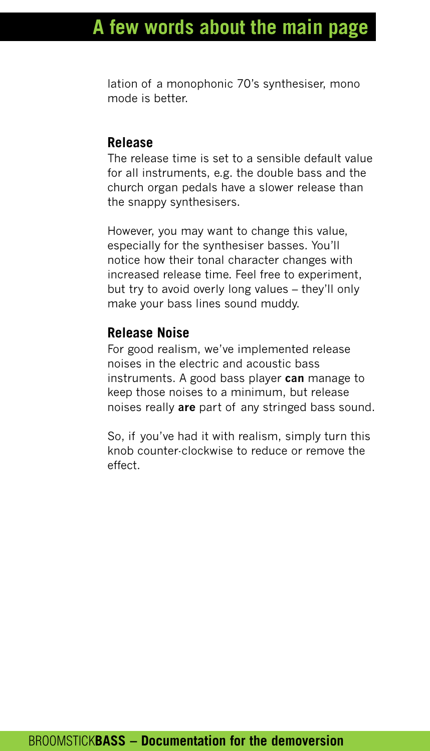lation of a monophonic 70's synthesiser, mono mode is better.

### Release

The release time is set to a sensible default value for all instruments, e.g. the double bass and the church organ pedals have a slower release than the snappy synthesisers.

However, you may want to change this value, especially for the synthesiser basses. You'll notice how their tonal character changes with increased release time. Feel free to experiment, but try to avoid overly long values – they'll only make your bass lines sound muddy.

### Release Noise

For good realism, we've implemented release noises in the electric and acoustic bass instruments. A good bass player **can** manage to keep those noises to a minimum, but release noises really **are** part of any stringed bass sound.

So, if you've had it with realism, simply turn this knob counter-clockwise to reduce or remove the effect.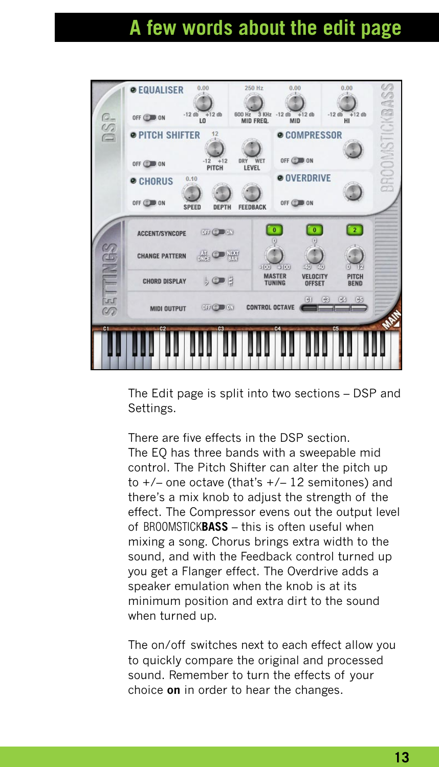# A few words about the edit page

The Edit page is split into two sections – DSP and Settings.

There are five effects in the DSP section. The EQ has three bands with a sweepable mid control. The Pitch Shifter can alter the pitch up to +/– one octave (that's +/– 12 semitones) and there's a mix knob to adjust the strength of the effect. The Compressor evens out the output level of BROOMSTICK**BASS** – this is often useful when mixing a song. Chorus brings extra width to the sound, and with the Feedback control turned up you get a Flanger effect. The Overdrive adds a speaker emulation when the knob is at its minimum position and extra dirt to the sound when turned up.

The on/off switches next to each effect allow you to quickly compare the original and processed sound. Remember to turn the effects of your choice **on** in order to hear the changes.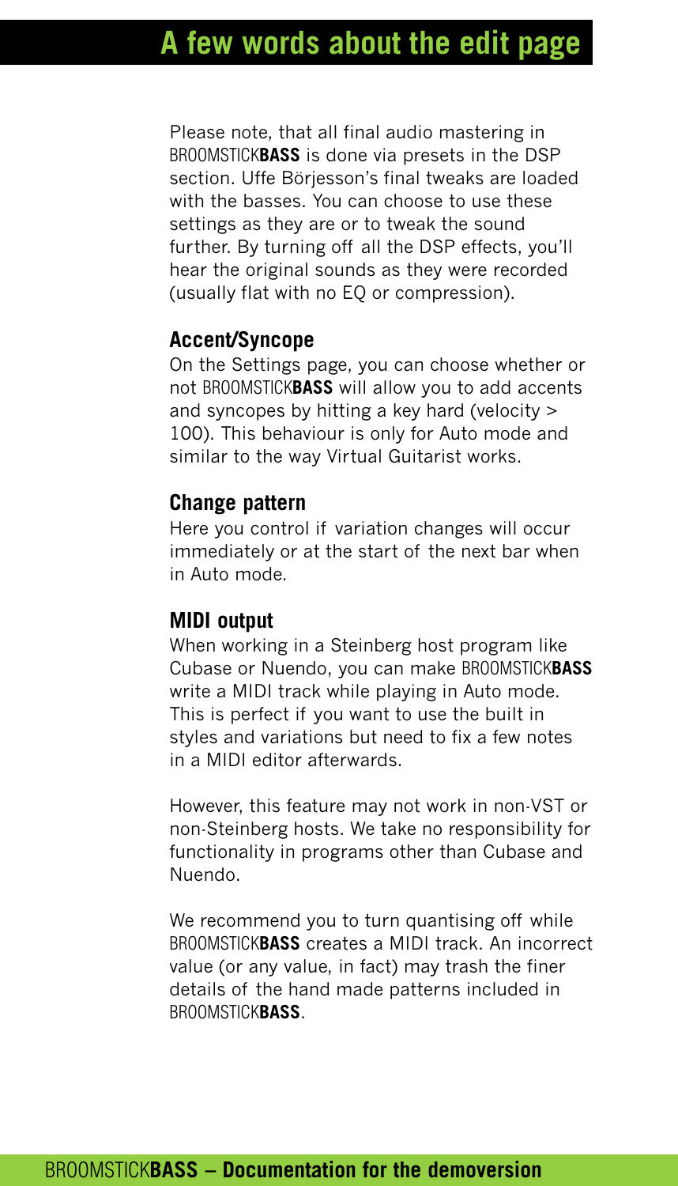# A few words about the edit page

Please note, that all final audio mastering in BROOMSTICK**BASS** is done via presets in the DSP section. Uffe Börjesson's final tweaks are loaded with the basses. You can choose to use these settings as they are or to tweak the sound further. By turning off all the DSP effects, you'll hear the original sounds as they were recorded (usually flat with no EQ or compression).

### Accent/Syncope

On the Settings page, you can choose whether or not BROOMSTICK**BASS** will allow you to add accents and syncopes by hitting a key hard (velocity > 100). This behaviour is only for Auto mode and similar to the way Virtual Guitarist works.

### Change pattern

Here you control if variation changes will occur immediately or at the start of the next bar when in Auto mode.

### MIDI output

When working in a Steinberg host program like Cubase or Nuendo, you can make BROOMSTICK**BASS** write a MIDI track while playing in Auto mode. This is perfect if you want to use the built in styles and variations but need to fix a few notes in a MIDI editor afterwards.

However, this feature may not work in non-VST or non-Steinberg hosts. We take no responsibility for functionality in programs other than Cubase and Nuendo.

We recommend you to turn quantising off while BROOMSTICK**BASS** creates a MIDI track. An incorrect value (or any value, in fact) may trash the finer details of the hand made patterns included in BROOMSTICK**BASS**.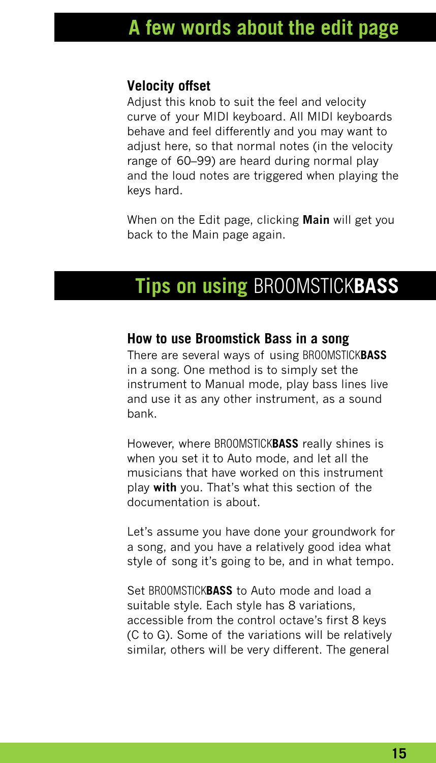## A few words about the edit page

### Velocity offset

Adjust this knob to suit the feel and velocity curve of your MIDI keyboard. All MIDI keyboards behave and feel differently and you may want to adjust here, so that normal notes (in the velocity range of 60–99) are heard during normal play and the loud notes are triggered when playing the keys hard.

When on the Edit page, clicking **Main** will get you back to the Main page again.

## Tips on using BROOMSTICK**BASS**

### How to use Broomstick Bass in a song

There are several ways of using BROOMSTICK**BASS** in a song. One method is to simply set the instrument to Manual mode, play bass lines live and use it as any other instrument, as a sound bank.

However, where BROOMSTICK**BASS** really shines is when you set it to Auto mode, and let all the musicians that have worked on this instrument play **with** you. That's what this section of the documentation is about.

Let's assume you have done your groundwork for a song, and you have a relatively good idea what style of song it's going to be, and in what tempo.

Set BROOMSTICK**BASS** to Auto mode and load a suitable style. Each style has 8 variations, accessible from the control octave's first 8 keys (C to G). Some of the variations will be relatively similar, others will be very different. The general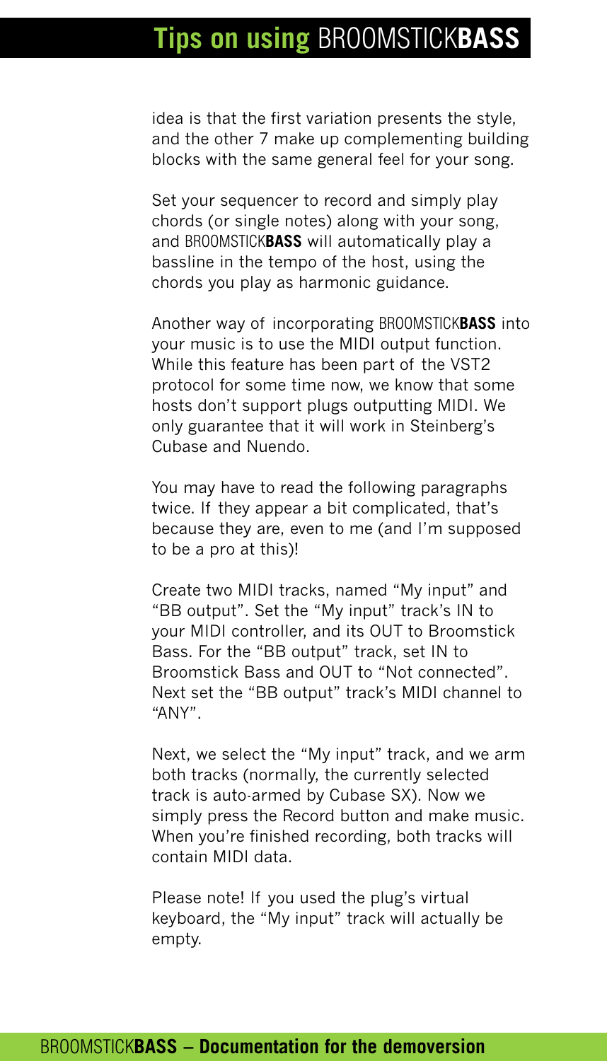idea is that the first variation presents the style, and the other 7 make up complementing building blocks with the same general feel for your song.

Set your sequencer to record and simply play chords (or single notes) along with your song, and BROOMSTICK**BASS** will automatically play a bassline in the tempo of the host, using the chords you play as harmonic guidance.

Another way of incorporating BROOMSTICK**BASS** into your music is to use the MIDI output function. While this feature has been part of the VST2 protocol for some time now, we know that some hosts don't support plugs outputting MIDI. We only guarantee that it will work in Steinberg's Cubase and Nuendo.

You may have to read the following paragraphs twice. If they appear a bit complicated, that's because they are, even to me (and I'm supposed to be a pro at this)!

Create two MIDI tracks, named "My input" and "BB output". Set the "My input" track's IN to your MIDI controller, and its OUT to Broomstick Bass. For the "BB output" track, set IN to Broomstick Bass and OUT to "Not connected". Next set the "BB output" track's MIDI channel to "ANY".

Next, we select the "My input" track, and we arm both tracks (normally, the currently selected track is auto-armed by Cubase SX). Now we simply press the Record button and make music. When you're finished recording, both tracks will contain MIDI data.

Please note! If you used the plug's virtual keyboard, the "My input" track will actually be empty.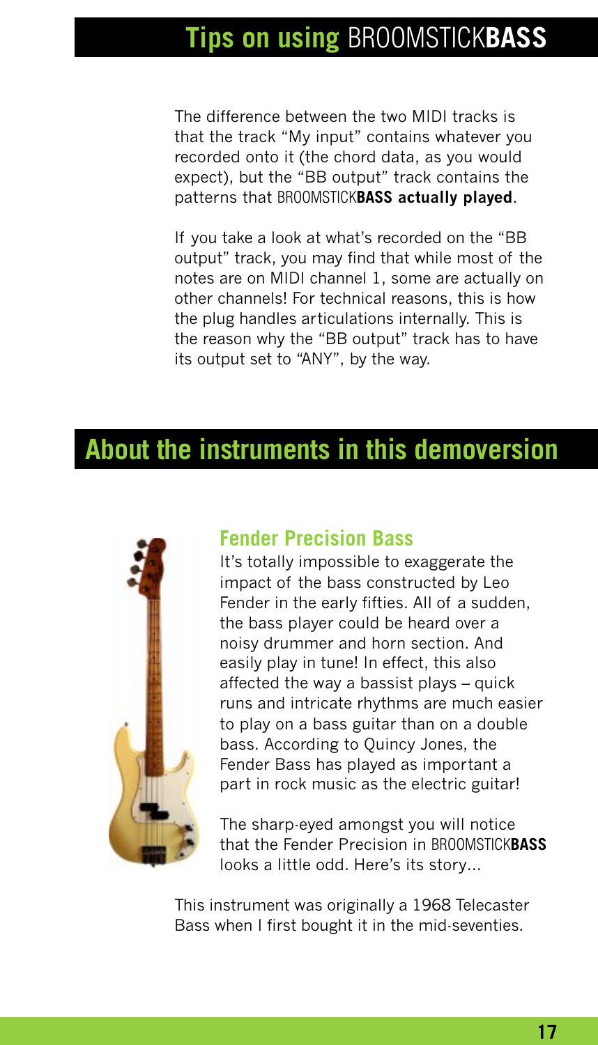## Tips on using BROOMSTICK**BASS**

The difference between the two MIDI tracks is that the track "My input" contains whatever you recorded onto it (the chord data, as you would expect), but the "BB output" track contains the patterns that BROOMSTICK**BASS actually played**.

If you take a look at what's recorded on the "BB output" track, you may find that while most of the notes are on MIDI channel 1, some are actually on other channels! For technical reasons, this is how the plug handles articulations internally. This is the reason why the "BB output" track has to have its output set to "ANY", by the way.

## About the instruments in this demoversion

### Fender Precision Bass

It's totally impossible to exaggerate the impact of the bass constructed by Leo Fender in the early fifties. All of a sudden, the bass player could be heard over a noisy drummer and horn section. And easily play in tune! In effect, this also affected the way a bassist plays – quick runs and intricate rhythms are much easier to play on a bass guitar than on a double bass. According to Quincy Jones, the Fender Bass has played as important a part in rock music as the electric guitar!

The sharp-eyed amongst you will notice that the Fender Precision in BROOMSTICK**BASS** looks a little odd. Here's its story...

This instrument was originally a 1968 Telecaster Bass when I first bought it in the mid-seventies.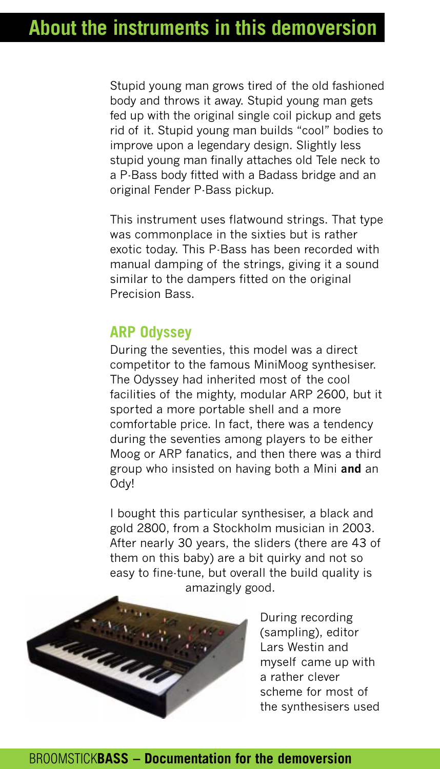# About the instruments in this demoversion

Stupid young man grows tired of the old fashioned body and throws it away. Stupid young man gets fed up with the original single coil pickup and gets rid of it. Stupid young man builds "cool" bodies to improve upon a legendary design. Slightly less stupid young man finally attaches old Tele neck to a P-Bass body fitted with a Badass bridge and an original Fender P-Bass pickup.

This instrument uses flatwound strings. That type was commonplace in the sixties but is rather exotic today. This P-Bass has been recorded with manual damping of the strings, giving it a sound similar to the dampers fitted on the original Precision Bass.

## ARP Odyssey

During the seventies, this model was a direct competitor to the famous MiniMoog synthesiser. The Odyssey had inherited most of the cool facilities of the mighty, modular ARP 2600, but it sported a more portable shell and a more comfortable price. In fact, there was a tendency during the seventies among players to be either Moog or ARP fanatics, and then there was a third group who insisted on having both a Mini **and** an Ody!

I bought this particular synthesiser, a black and gold 2800, from a Stockholm musician in 2003. After nearly 30 years, the sliders (there are 43 of them on this baby) are a bit quirky and not so easy to fine-tune, but overall the build quality is amazingly good.

During recording (sampling), editor Lars Westin and myself came up with a rather clever scheme for most of the synthesisers used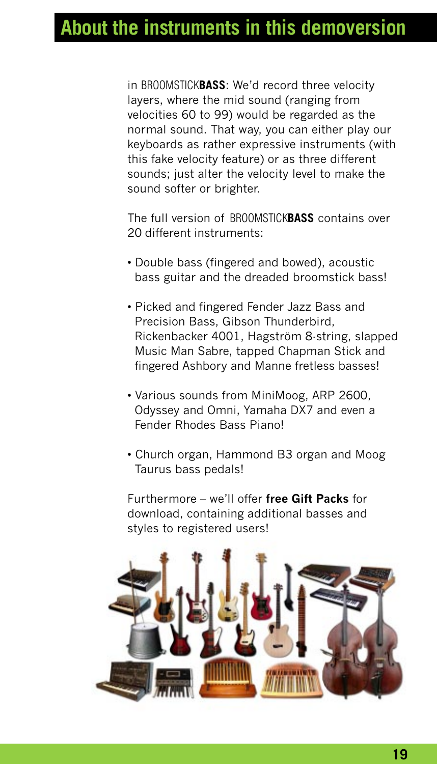# About the instruments in this demoversion

in BROOMSTICK**BASS**: We'd record three velocity layers, where the mid sound (ranging from velocities 60 to 99) would be regarded as the normal sound. That way, you can either play our keyboards as rather expressive instruments (with this fake velocity feature) or as three different sounds; just alter the velocity level to make the sound softer or brighter.

The full version of BROOMSTICK**BASS** contains over 20 different instruments:

- Double bass (fingered and bowed), acoustic bass guitar and the dreaded broomstick bass!
- Picked and fingered Fender Jazz Bass and Precision Bass, Gibson Thunderbird, Rickenbacker 4001, Hagström 8-string, slapped Music Man Sabre, tapped Chapman Stick and fingered Ashbory and Manne fretless basses!
- Various sounds from MiniMoog, ARP 2600, Odyssey and Omni, Yamaha DX7 and even a Fender Rhodes Bass Piano!
- Church organ, Hammond B3 organ and Moog Taurus bass pedals!

Furthermore – we'll offer **free Gift Packs** for download, containing additional basses and styles to registered users!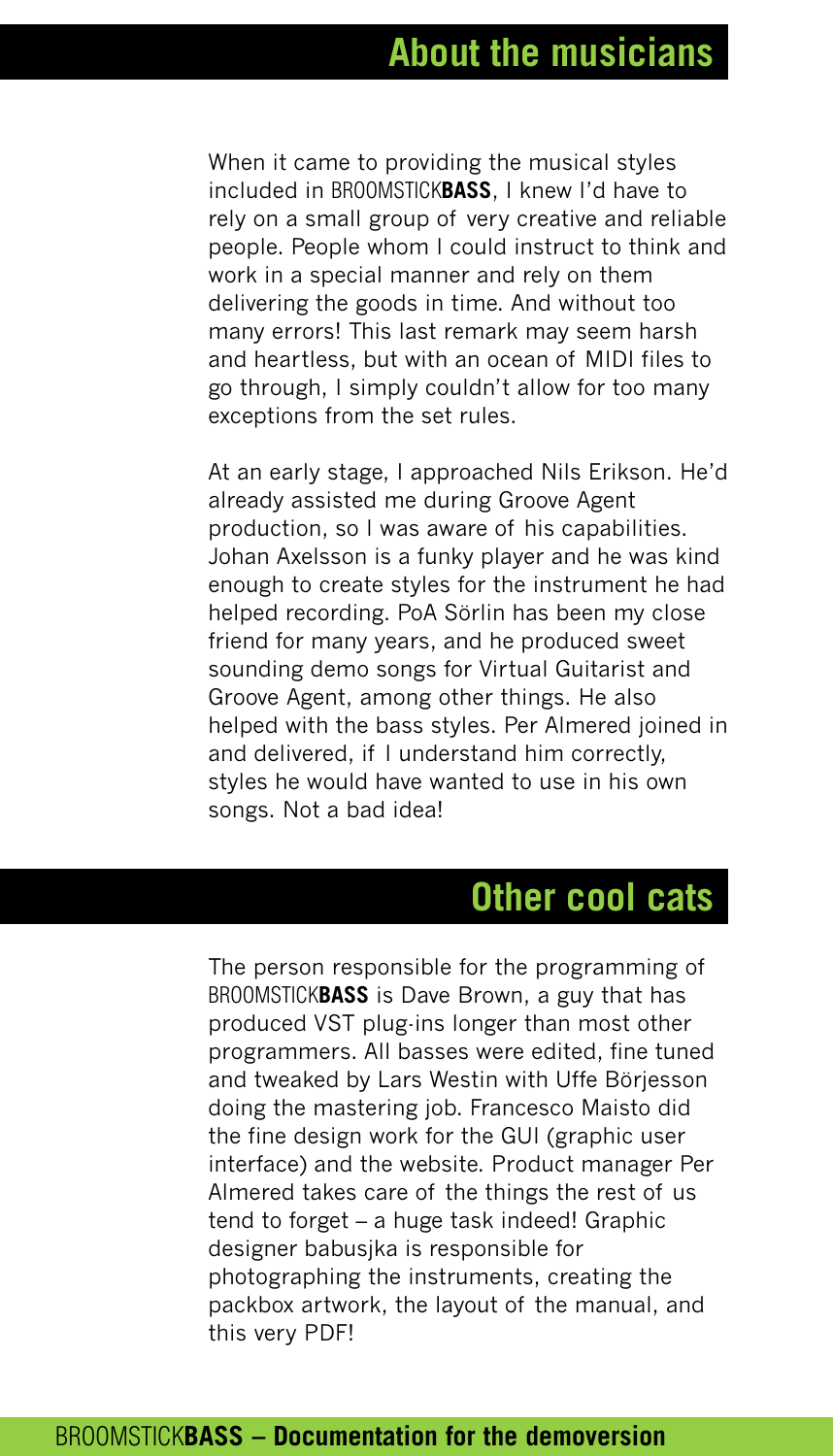## About the musicians

When it came to providing the musical styles included in BROOMSTICK**BASS**, I knew I'd have to rely on a small group of very creative and reliable people. People whom I could instruct to think and work in a special manner and rely on them delivering the goods in time. And without too many errors! This last remark may seem harsh and heartless, but with an ocean of MIDI files to go through, I simply couldn't allow for too many exceptions from the set rules.

At an early stage, I approached Nils Erikson. He'd already assisted me during Groove Agent production, so I was aware of his capabilities. Johan Axelsson is a funky player and he was kind enough to create styles for the instrument he had helped recording. PoA Sörlin has been my close friend for many years, and he produced sweet sounding demo songs for Virtual Guitarist and Groove Agent, among other things. He also helped with the bass styles. Per Almered joined in and delivered, if I understand him correctly, styles he would have wanted to use in his own songs. Not a bad idea!

## Other cool cats

The person responsible for the programming of BROOMSTICK**BASS** is Dave Brown, a guy that has produced VST plug-ins longer than most other programmers. All basses were edited, fine tuned and tweaked by Lars Westin with Uffe Börjesson doing the mastering job. Francesco Maisto did the fine design work for the GUI (graphic user interface) and the website. Product manager Per Almered takes care of the things the rest of us tend to forget – a huge task indeed! Graphic designer babusjka is responsible for photographing the instruments, creating the packbox artwork, the layout of the manual, and this very PDF!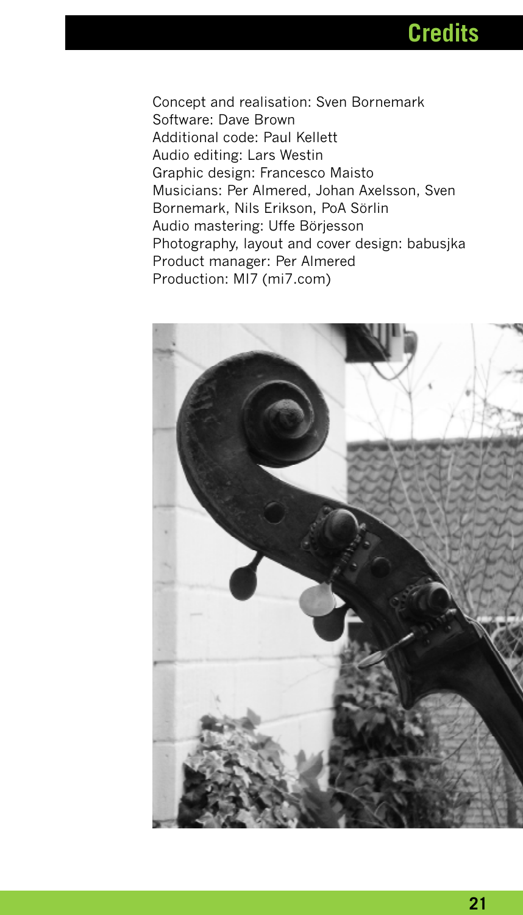# Credits

Concept and realisation: Sven Bornemark
Software: Dave Brown
Additional code: Paul Kellett
Audio editing: Lars Westin
Graphic design: Francesco Maisto
Musicians: Per Almered, Johan Axelsson, Sven Bornemark, Nils Erikson, PoA Sörlin
Audio mastering: Uffe Börjesson
Photography, layout and cover design: babusjka
Product manager: Per Almered
Production: MI7 (mi7.com)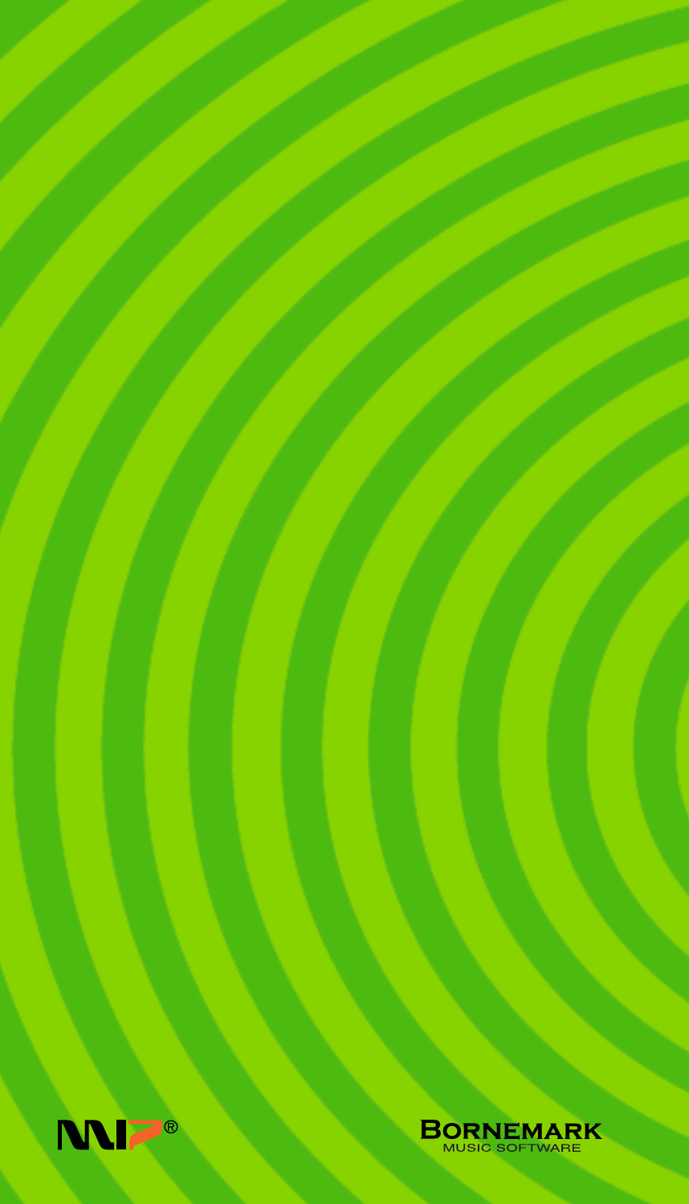®

BORNEMARK
MUSIC SOFTWARE